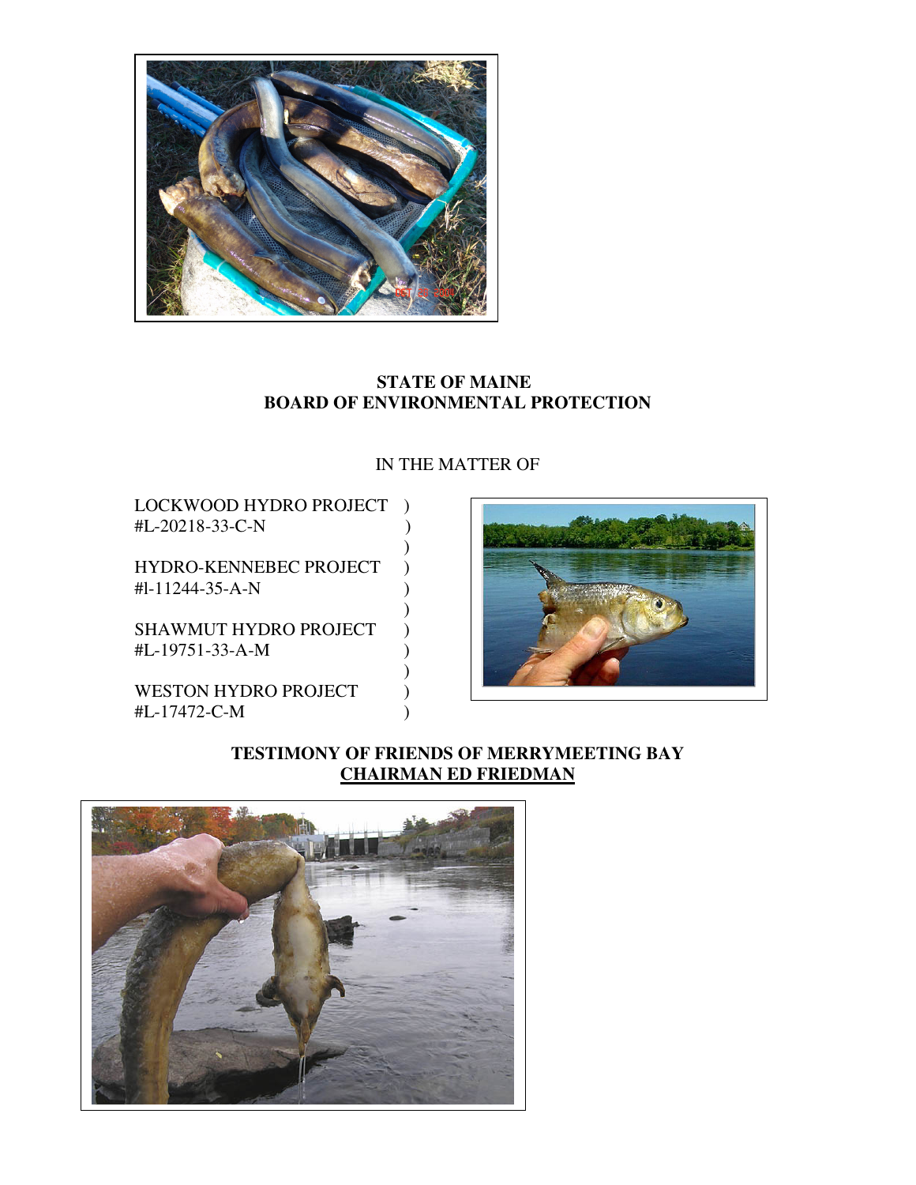**STATE OF MAINE**
**BOARD OF ENVIRONMENTAL PROTECTION**

IN THE MATTER OF

LOCKWOOD HYDRO PROJECT )
#L-20218-33-C-N )
)
HYDRO-KENNEBEC PROJECT )
#l-11244-35-A-N )
)
SHAWMUT HYDRO PROJECT )
#L-19751-33-A-M )
)
WESTON HYDRO PROJECT )
#L-17472-C-M )

**TESTIMONY OF FRIENDS OF MERRYMEETING BAY**
**CHAIRMAN ED FRIEDMAN**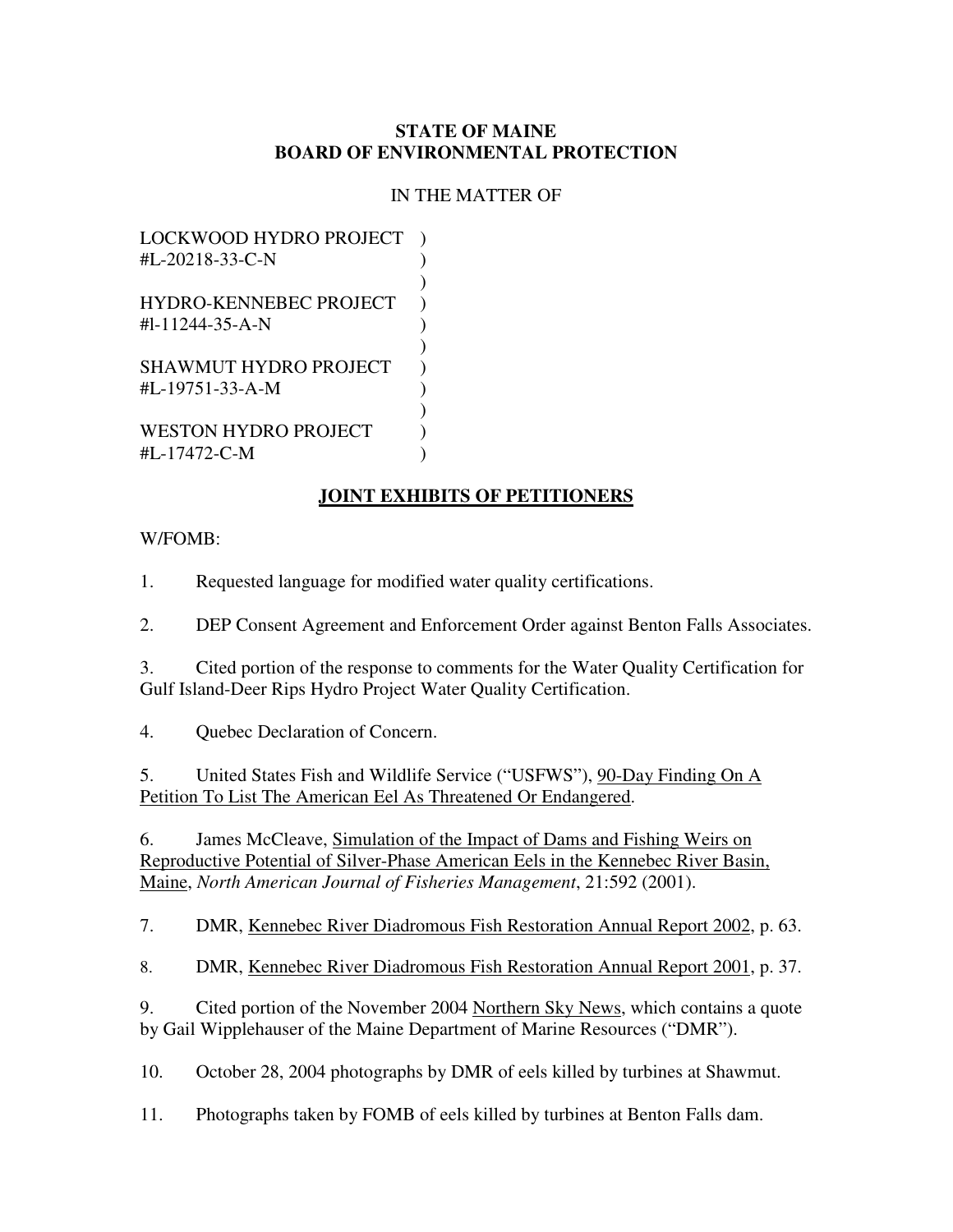**STATE OF MAINE**
**BOARD OF ENVIRONMENTAL PROTECTION**

IN THE MATTER OF

```
LOCKWOOD HYDRO PROJECT    )
#L-20218-33-C-N           )
                          )
HYDRO-KENNEBEC PROJECT    )
#l-11244-35-A-N           )
                          )
SHAWMUT HYDRO PROJECT     )
#L-19751-33-A-M           )
                          )
WESTON HYDRO PROJECT      )
#L-17472-C-M              )
```

## JOINT EXHIBITS OF PETITIONERS

W/FOMB:

1. Requested language for modified water quality certifications.

2. DEP Consent Agreement and Enforcement Order against Benton Falls Associates.

3. Cited portion of the response to comments for the Water Quality Certification for Gulf Island-Deer Rips Hydro Project Water Quality Certification.

4. Quebec Declaration of Concern.

5. United States Fish and Wildlife Service ("USFWS"), 90-Day Finding On A Petition To List The American Eel As Threatened Or Endangered.

6. James McCleave, Simulation of the Impact of Dams and Fishing Weirs on Reproductive Potential of Silver-Phase American Eels in the Kennebec River Basin, Maine, *North American Journal of Fisheries Management*, 21:592 (2001).

7. DMR, Kennebec River Diadromous Fish Restoration Annual Report 2002, p. 63.

8. DMR, Kennebec River Diadromous Fish Restoration Annual Report 2001, p. 37.

9. Cited portion of the November 2004 Northern Sky News, which contains a quote by Gail Wipplehauser of the Maine Department of Marine Resources ("DMR").

10. October 28, 2004 photographs by DMR of eels killed by turbines at Shawmut.

11. Photographs taken by FOMB of eels killed by turbines at Benton Falls dam.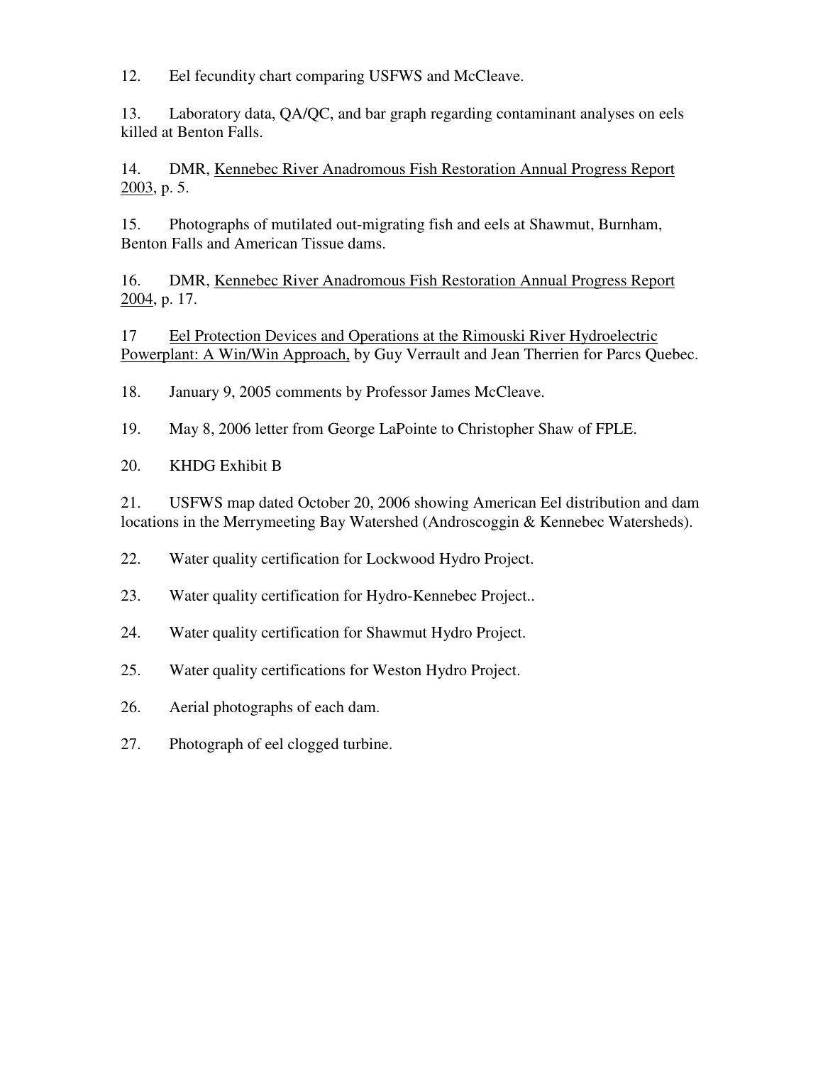12. Eel fecundity chart comparing USFWS and McCleave.

13. Laboratory data, QA/QC, and bar graph regarding contaminant analyses on eels killed at Benton Falls.

14. DMR, Kennebec River Anadromous Fish Restoration Annual Progress Report 2003, p. 5.

15. Photographs of mutilated out-migrating fish and eels at Shawmut, Burnham, Benton Falls and American Tissue dams.

16. DMR, Kennebec River Anadromous Fish Restoration Annual Progress Report 2004, p. 17.

17 Eel Protection Devices and Operations at the Rimouski River Hydroelectric Powerplant: A Win/Win Approach, by Guy Verrault and Jean Therrien for Parcs Quebec.

18. January 9, 2005 comments by Professor James McCleave.

19. May 8, 2006 letter from George LaPointe to Christopher Shaw of FPLE.

20. KHDG Exhibit B

21. USFWS map dated October 20, 2006 showing American Eel distribution and dam locations in the Merrymeeting Bay Watershed (Androscoggin & Kennebec Watersheds).

22. Water quality certification for Lockwood Hydro Project.

23. Water quality certification for Hydro-Kennebec Project..

24. Water quality certification for Shawmut Hydro Project.

25. Water quality certifications for Weston Hydro Project.

26. Aerial photographs of each dam.

27. Photograph of eel clogged turbine.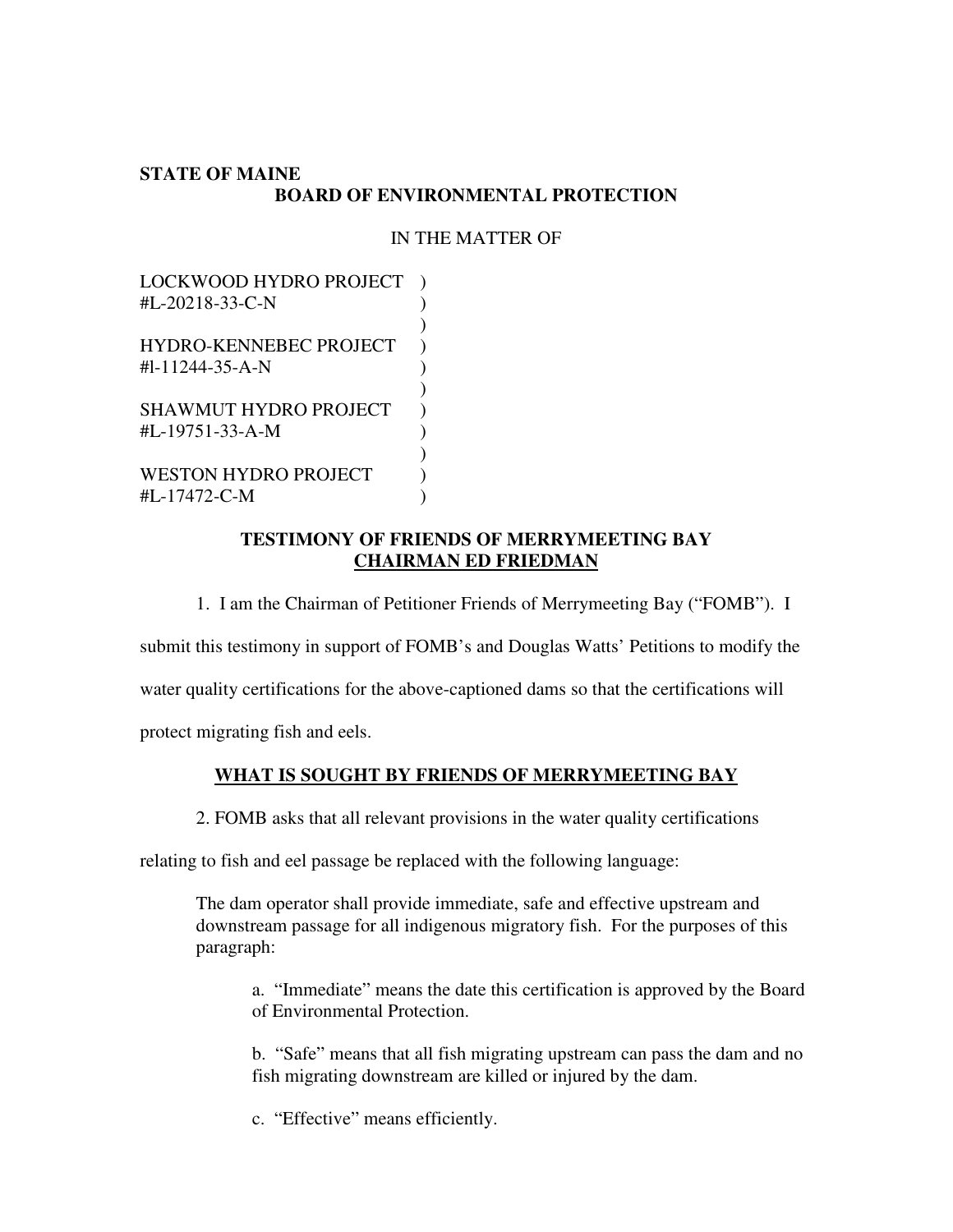**STATE OF MAINE**

**BOARD OF ENVIRONMENTAL PROTECTION**

IN THE MATTER OF

LOCKWOOD HYDRO PROJECT )
#L-20218-33-C-N )
)
HYDRO-KENNEBEC PROJECT )
#l-11244-35-A-N )
)
SHAWMUT HYDRO PROJECT )
#L-19751-33-A-M )
)
WESTON HYDRO PROJECT )
#L-17472-C-M )

**TESTIMONY OF FRIENDS OF MERRYMEETING BAY**
**CHAIRMAN ED FRIEDMAN**

1. I am the Chairman of Petitioner Friends of Merrymeeting Bay ("FOMB"). I submit this testimony in support of FOMB's and Douglas Watts' Petitions to modify the water quality certifications for the above-captioned dams so that the certifications will protect migrating fish and eels.

**WHAT IS SOUGHT BY FRIENDS OF MERRYMEETING BAY**

2. FOMB asks that all relevant provisions in the water quality certifications relating to fish and eel passage be replaced with the following language:

> The dam operator shall provide immediate, safe and effective upstream and downstream passage for all indigenous migratory fish. For the purposes of this paragraph:
>
> a. "Immediate" means the date this certification is approved by the Board of Environmental Protection.
>
> b. "Safe" means that all fish migrating upstream can pass the dam and no fish migrating downstream are killed or injured by the dam.
>
> c. "Effective" means efficiently.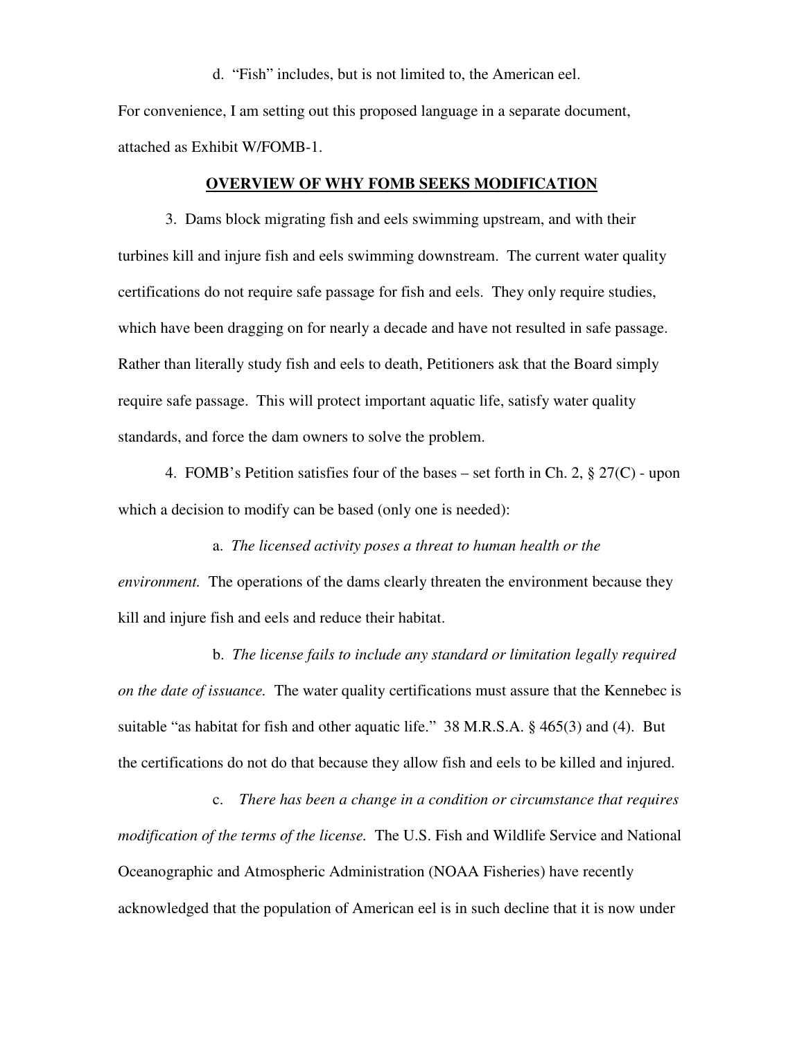d. "Fish" includes, but is not limited to, the American eel.

For convenience, I am setting out this proposed language in a separate document, attached as Exhibit W/FOMB-1.

## OVERVIEW OF WHY FOMB SEEKS MODIFICATION

3. Dams block migrating fish and eels swimming upstream, and with their turbines kill and injure fish and eels swimming downstream. The current water quality certifications do not require safe passage for fish and eels. They only require studies, which have been dragging on for nearly a decade and have not resulted in safe passage. Rather than literally study fish and eels to death, Petitioners ask that the Board simply require safe passage. This will protect important aquatic life, satisfy water quality standards, and force the dam owners to solve the problem.

4. FOMB's Petition satisfies four of the bases – set forth in Ch. 2, § 27(C) - upon which a decision to modify can be based (only one is needed):

a. *The licensed activity poses a threat to human health or the environment.* The operations of the dams clearly threaten the environment because they kill and injure fish and eels and reduce their habitat.

b. *The license fails to include any standard or limitation legally required on the date of issuance.* The water quality certifications must assure that the Kennebec is suitable "as habitat for fish and other aquatic life." 38 M.R.S.A. § 465(3) and (4). But the certifications do not do that because they allow fish and eels to be killed and injured.

c. *There has been a change in a condition or circumstance that requires modification of the terms of the license.* The U.S. Fish and Wildlife Service and National Oceanographic and Atmospheric Administration (NOAA Fisheries) have recently acknowledged that the population of American eel is in such decline that it is now under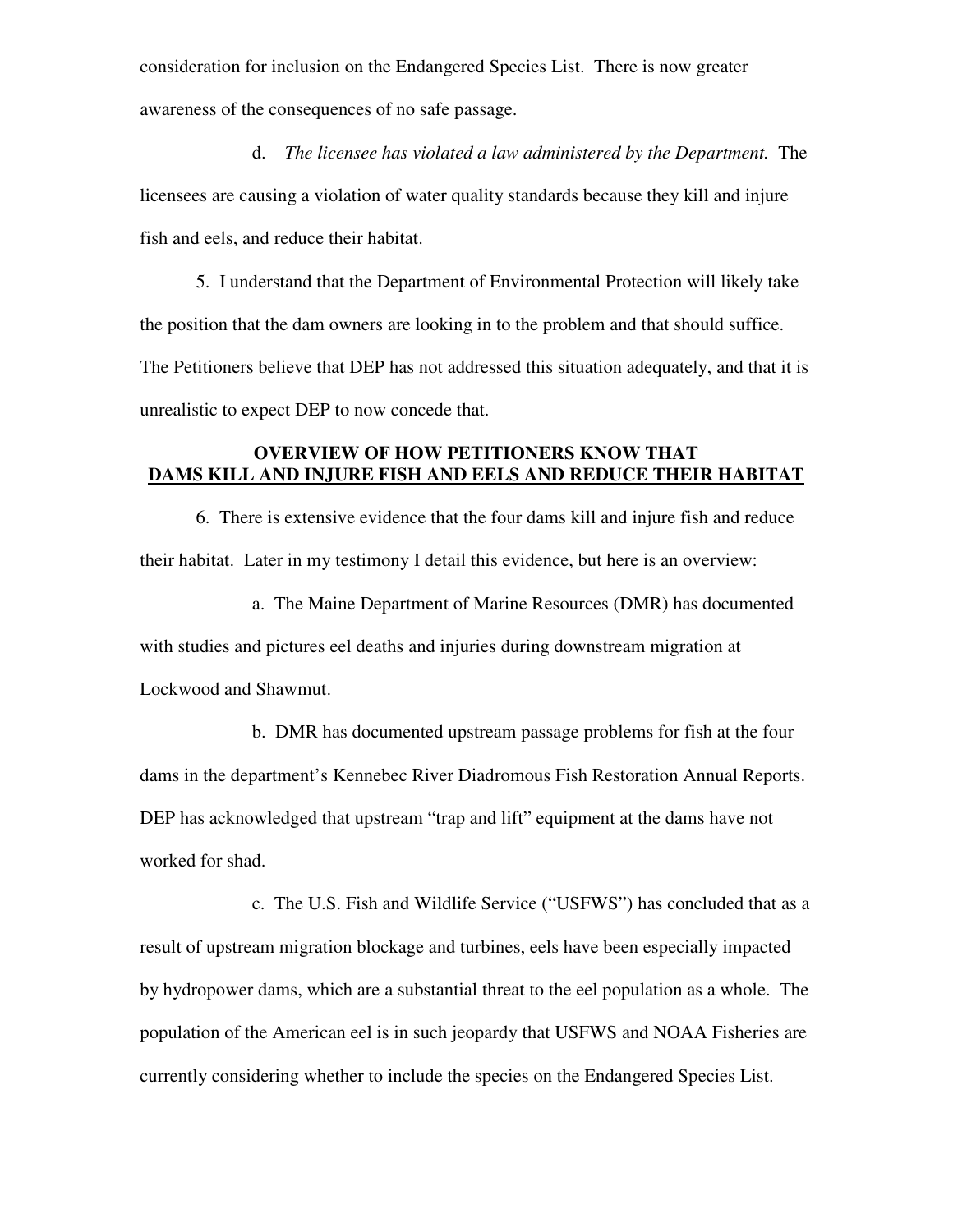consideration for inclusion on the Endangered Species List. There is now greater awareness of the consequences of no safe passage.

d. *The licensee has violated a law administered by the Department.* The licensees are causing a violation of water quality standards because they kill and injure fish and eels, and reduce their habitat.

5. I understand that the Department of Environmental Protection will likely take the position that the dam owners are looking in to the problem and that should suffice. The Petitioners believe that DEP has not addressed this situation adequately, and that it is unrealistic to expect DEP to now concede that.

## OVERVIEW OF HOW PETITIONERS KNOW THAT DAMS KILL AND INJURE FISH AND EELS AND REDUCE THEIR HABITAT

6. There is extensive evidence that the four dams kill and injure fish and reduce their habitat. Later in my testimony I detail this evidence, but here is an overview:

a. The Maine Department of Marine Resources (DMR) has documented with studies and pictures eel deaths and injuries during downstream migration at Lockwood and Shawmut.

b. DMR has documented upstream passage problems for fish at the four dams in the department's Kennebec River Diadromous Fish Restoration Annual Reports. DEP has acknowledged that upstream "trap and lift" equipment at the dams have not worked for shad.

c. The U.S. Fish and Wildlife Service ("USFWS") has concluded that as a result of upstream migration blockage and turbines, eels have been especially impacted by hydropower dams, which are a substantial threat to the eel population as a whole. The population of the American eel is in such jeopardy that USFWS and NOAA Fisheries are currently considering whether to include the species on the Endangered Species List.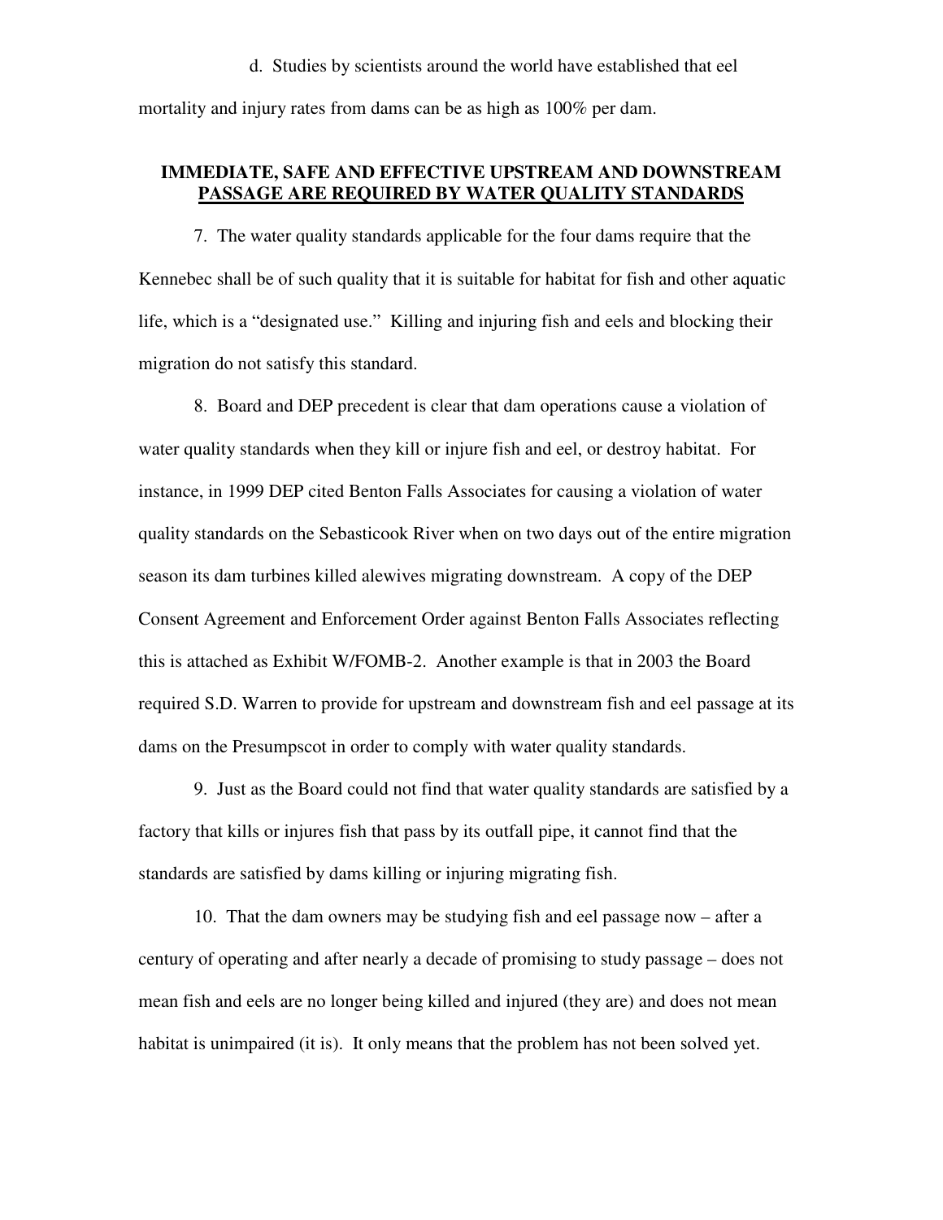d. Studies by scientists around the world have established that eel mortality and injury rates from dams can be as high as 100% per dam.

## **IMMEDIATE, SAFE AND EFFECTIVE UPSTREAM AND DOWNSTREAM PASSAGE ARE REQUIRED BY WATER QUALITY STANDARDS**

7. The water quality standards applicable for the four dams require that the Kennebec shall be of such quality that it is suitable for habitat for fish and other aquatic life, which is a "designated use." Killing and injuring fish and eels and blocking their migration do not satisfy this standard.

8. Board and DEP precedent is clear that dam operations cause a violation of water quality standards when they kill or injure fish and eel, or destroy habitat. For instance, in 1999 DEP cited Benton Falls Associates for causing a violation of water quality standards on the Sebasticook River when on two days out of the entire migration season its dam turbines killed alewives migrating downstream. A copy of the DEP Consent Agreement and Enforcement Order against Benton Falls Associates reflecting this is attached as Exhibit W/FOMB-2. Another example is that in 2003 the Board required S.D. Warren to provide for upstream and downstream fish and eel passage at its dams on the Presumpscot in order to comply with water quality standards.

9. Just as the Board could not find that water quality standards are satisfied by a factory that kills or injures fish that pass by its outfall pipe, it cannot find that the standards are satisfied by dams killing or injuring migrating fish.

10. That the dam owners may be studying fish and eel passage now – after a century of operating and after nearly a decade of promising to study passage – does not mean fish and eels are no longer being killed and injured (they are) and does not mean habitat is unimpaired (it is). It only means that the problem has not been solved yet.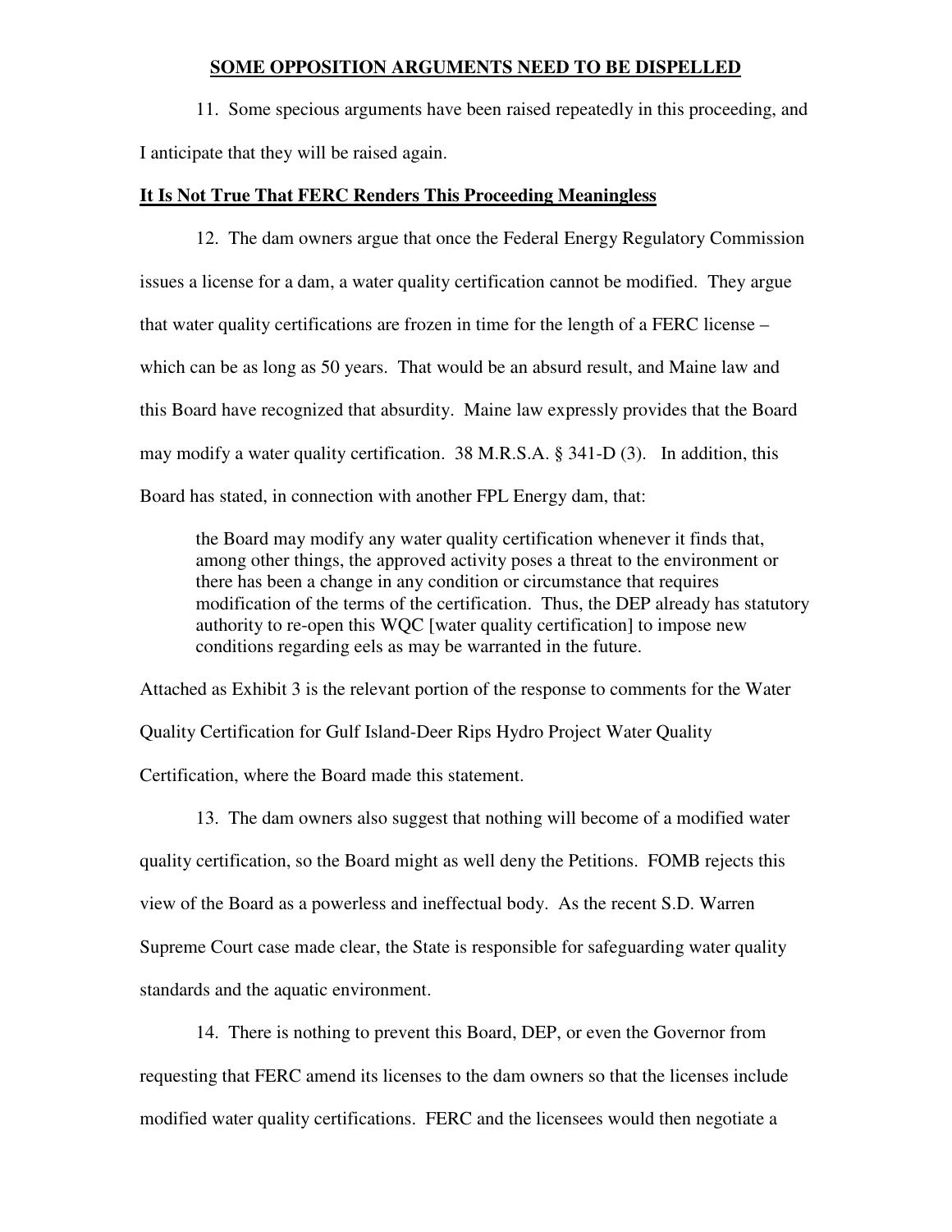## SOME OPPOSITION ARGUMENTS NEED TO BE DISPELLED

11. Some specious arguments have been raised repeatedly in this proceeding, and I anticipate that they will be raised again.

### It Is Not True That FERC Renders This Proceeding Meaningless

12. The dam owners argue that once the Federal Energy Regulatory Commission issues a license for a dam, a water quality certification cannot be modified. They argue that water quality certifications are frozen in time for the length of a FERC license – which can be as long as 50 years. That would be an absurd result, and Maine law and this Board have recognized that absurdity. Maine law expressly provides that the Board may modify a water quality certification. 38 M.R.S.A. § 341-D (3). In addition, this Board has stated, in connection with another FPL Energy dam, that:

> the Board may modify any water quality certification whenever it finds that, among other things, the approved activity poses a threat to the environment or there has been a change in any condition or circumstance that requires modification of the terms of the certification. Thus, the DEP already has statutory authority to re-open this WQC [water quality certification] to impose new conditions regarding eels as may be warranted in the future.

Attached as Exhibit 3 is the relevant portion of the response to comments for the Water Quality Certification for Gulf Island-Deer Rips Hydro Project Water Quality Certification, where the Board made this statement.

13. The dam owners also suggest that nothing will become of a modified water quality certification, so the Board might as well deny the Petitions. FOMB rejects this view of the Board as a powerless and ineffectual body. As the recent S.D. Warren Supreme Court case made clear, the State is responsible for safeguarding water quality standards and the aquatic environment.

14. There is nothing to prevent this Board, DEP, or even the Governor from requesting that FERC amend its licenses to the dam owners so that the licenses include modified water quality certifications. FERC and the licensees would then negotiate a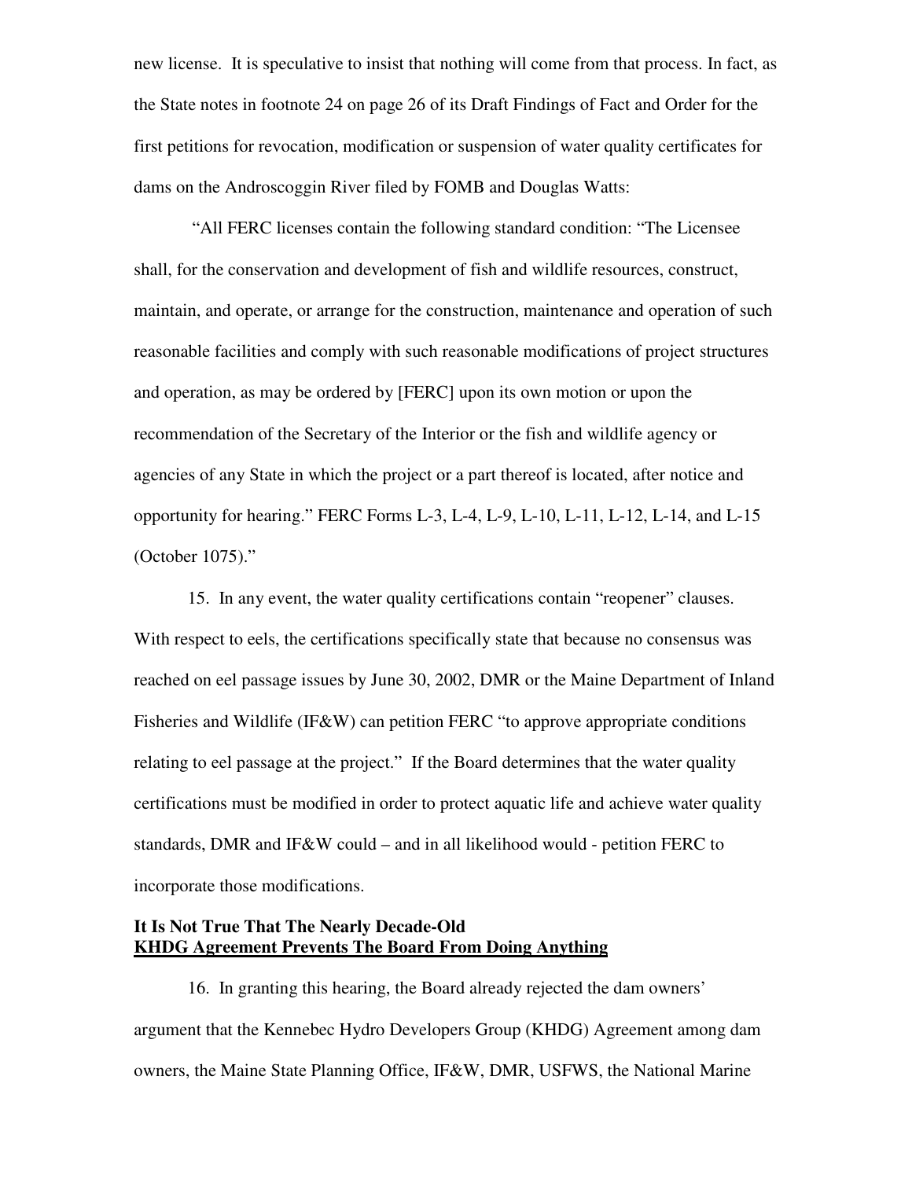new license. It is speculative to insist that nothing will come from that process. In fact, as the State notes in footnote 24 on page 26 of its Draft Findings of Fact and Order for the first petitions for revocation, modification or suspension of water quality certificates for dams on the Androscoggin River filed by FOMB and Douglas Watts:

> "All FERC licenses contain the following standard condition: "The Licensee shall, for the conservation and development of fish and wildlife resources, construct, maintain, and operate, or arrange for the construction, maintenance and operation of such reasonable facilities and comply with such reasonable modifications of project structures and operation, as may be ordered by [FERC] upon its own motion or upon the recommendation of the Secretary of the Interior or the fish and wildlife agency or agencies of any State in which the project or a part thereof is located, after notice and opportunity for hearing." FERC Forms L-3, L-4, L-9, L-10, L-11, L-12, L-14, and L-15 (October 1075)."

15. In any event, the water quality certifications contain "reopener" clauses. With respect to eels, the certifications specifically state that because no consensus was reached on eel passage issues by June 30, 2002, DMR or the Maine Department of Inland Fisheries and Wildlife (IF&W) can petition FERC "to approve appropriate conditions relating to eel passage at the project." If the Board determines that the water quality certifications must be modified in order to protect aquatic life and achieve water quality standards, DMR and IF&W could – and in all likelihood would - petition FERC to incorporate those modifications.

**It Is Not True That The Nearly Decade-Old**
**<u>KHDG Agreement Prevents The Board From Doing Anything</u>**

16. In granting this hearing, the Board already rejected the dam owners' argument that the Kennebec Hydro Developers Group (KHDG) Agreement among dam owners, the Maine State Planning Office, IF&W, DMR, USFWS, the National Marine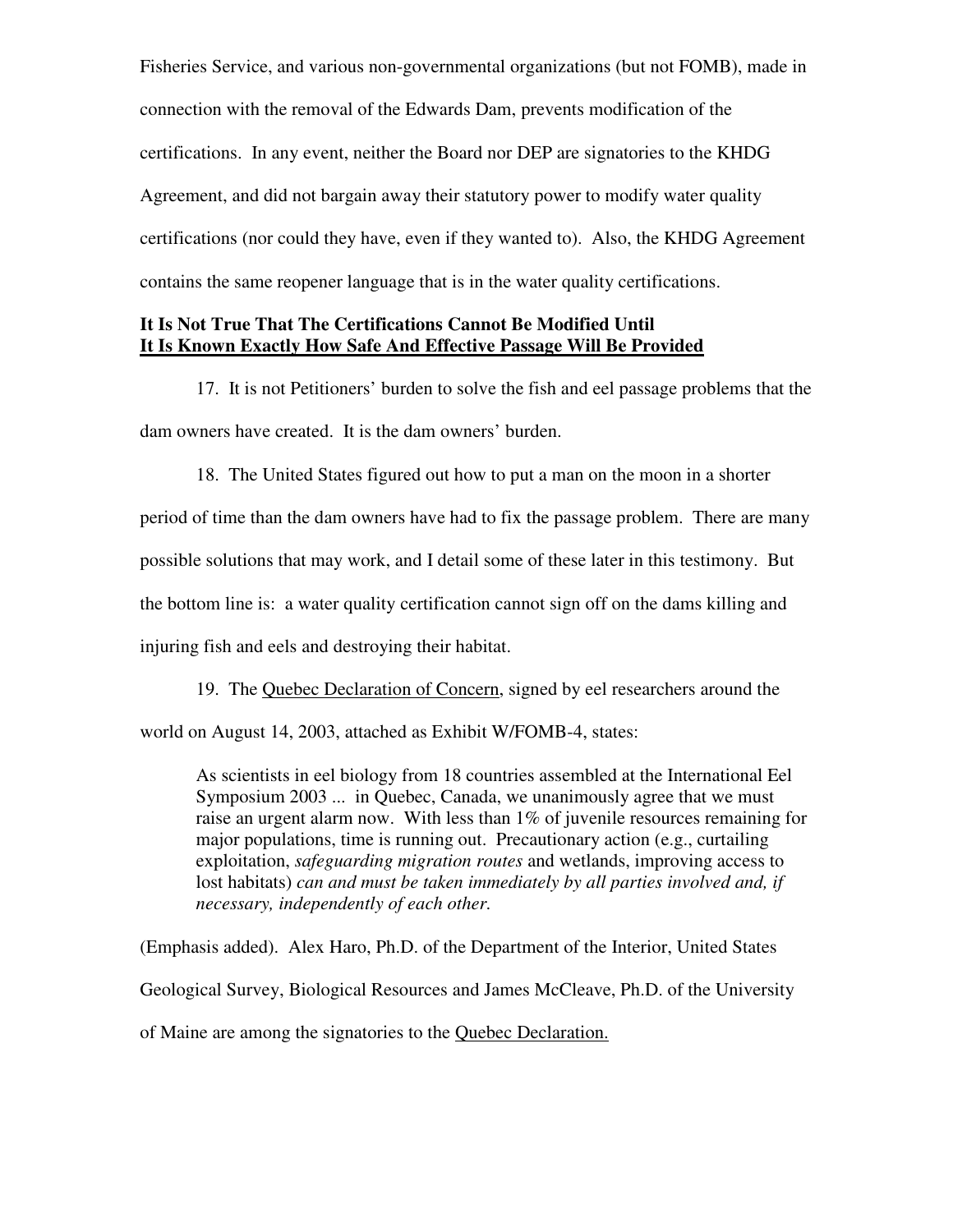Fisheries Service, and various non-governmental organizations (but not FOMB), made in connection with the removal of the Edwards Dam, prevents modification of the certifications. In any event, neither the Board nor DEP are signatories to the KHDG Agreement, and did not bargain away their statutory power to modify water quality certifications (nor could they have, even if they wanted to). Also, the KHDG Agreement contains the same reopener language that is in the water quality certifications.

**It Is Not True That The Certifications Cannot Be Modified Until**
**<u>It Is Known Exactly How Safe And Effective Passage Will Be Provided</u>**

17. It is not Petitioners' burden to solve the fish and eel passage problems that the dam owners have created. It is the dam owners' burden.

18. The United States figured out how to put a man on the moon in a shorter period of time than the dam owners have had to fix the passage problem. There are many possible solutions that may work, and I detail some of these later in this testimony. But the bottom line is: a water quality certification cannot sign off on the dams killing and injuring fish and eels and destroying their habitat.

19. The <u>Quebec Declaration of Concern</u>, signed by eel researchers around the world on August 14, 2003, attached as Exhibit W/FOMB-4, states:

> As scientists in eel biology from 18 countries assembled at the International Eel Symposium 2003 ... in Quebec, Canada, we unanimously agree that we must raise an urgent alarm now. With less than 1% of juvenile resources remaining for major populations, time is running out. Precautionary action (e.g., curtailing exploitation, *safeguarding migration routes* and wetlands, improving access to lost habitats) *can and must be taken immediately by all parties involved and, if necessary, independently of each other.*

(Emphasis added). Alex Haro, Ph.D. of the Department of the Interior, United States Geological Survey, Biological Resources and James McCleave, Ph.D. of the University of Maine are among the signatories to the <u>Quebec Declaration.</u>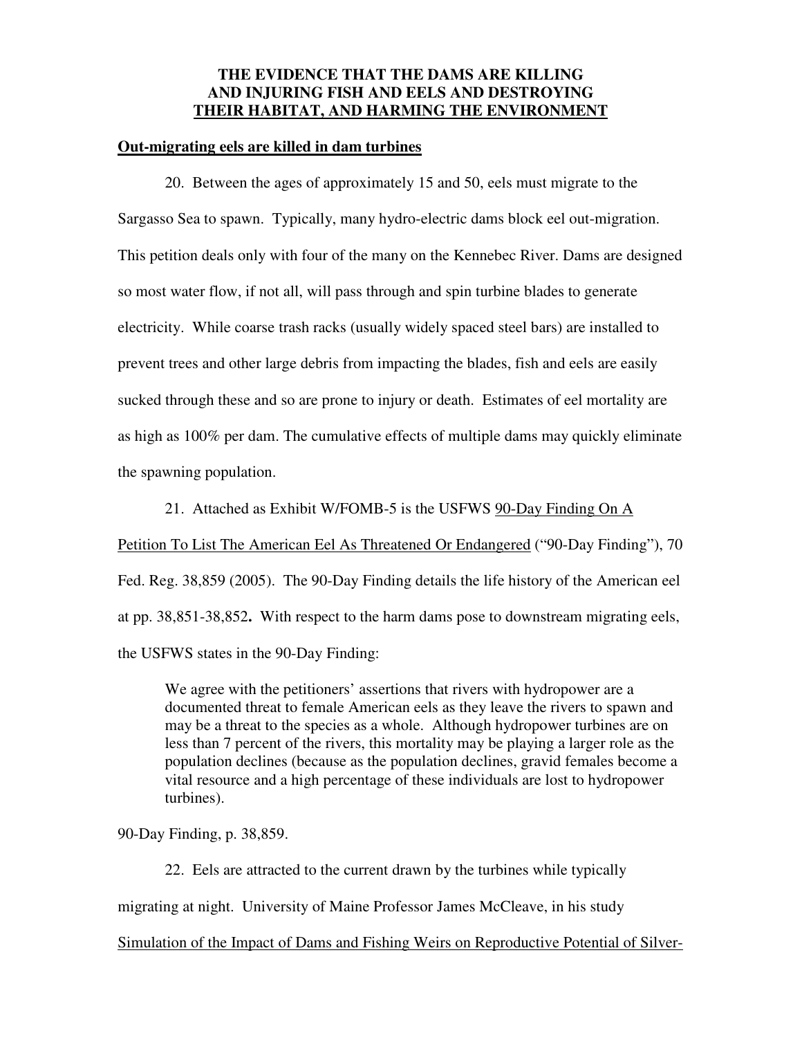**THE EVIDENCE THAT THE DAMS ARE KILLING AND INJURING FISH AND EELS AND DESTROYING THEIR HABITAT, AND HARMING THE ENVIRONMENT**

**Out-migrating eels are killed in dam turbines**

20. Between the ages of approximately 15 and 50, eels must migrate to the Sargasso Sea to spawn. Typically, many hydro-electric dams block eel out-migration. This petition deals only with four of the many on the Kennebec River. Dams are designed so most water flow, if not all, will pass through and spin turbine blades to generate electricity. While coarse trash racks (usually widely spaced steel bars) are installed to prevent trees and other large debris from impacting the blades, fish and eels are easily sucked through these and so are prone to injury or death. Estimates of eel mortality are as high as 100% per dam. The cumulative effects of multiple dams may quickly eliminate the spawning population.

21. Attached as Exhibit W/FOMB-5 is the USFWS 90-Day Finding On A Petition To List The American Eel As Threatened Or Endangered ("90-Day Finding"), 70 Fed. Reg. 38,859 (2005). The 90-Day Finding details the life history of the American eel at pp. 38,851-38,852**.** With respect to the harm dams pose to downstream migrating eels, the USFWS states in the 90-Day Finding:

> We agree with the petitioners' assertions that rivers with hydropower are a documented threat to female American eels as they leave the rivers to spawn and may be a threat to the species as a whole. Although hydropower turbines are on less than 7 percent of the rivers, this mortality may be playing a larger role as the population declines (because as the population declines, gravid females become a vital resource and a high percentage of these individuals are lost to hydropower turbines).

90-Day Finding, p. 38,859.

22. Eels are attracted to the current drawn by the turbines while typically migrating at night. University of Maine Professor James McCleave, in his study Simulation of the Impact of Dams and Fishing Weirs on Reproductive Potential of Silver-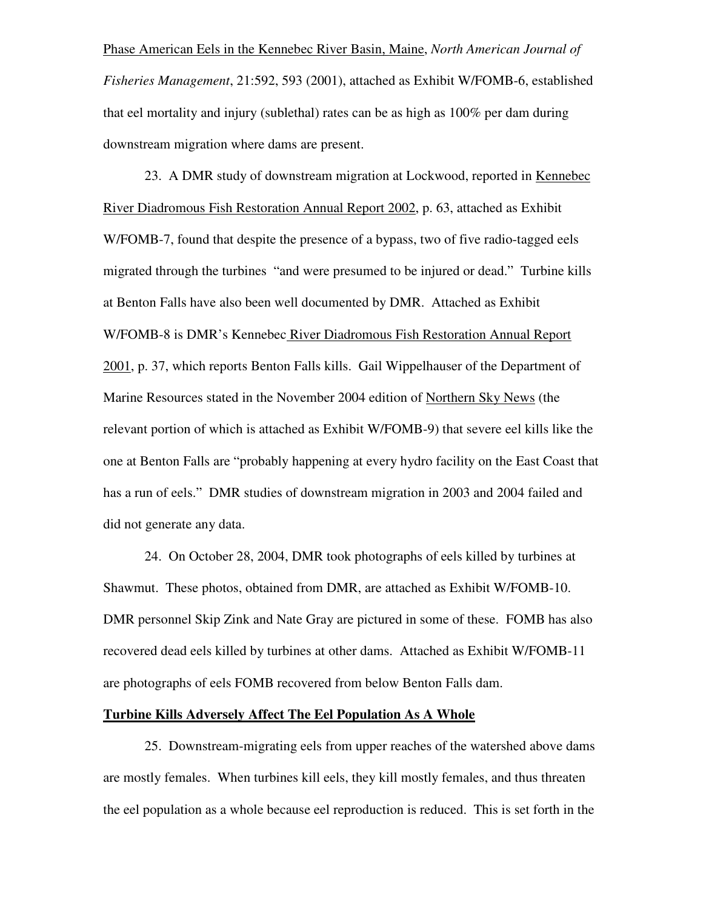Phase American Eels in the Kennebec River Basin, Maine, *North American Journal of Fisheries Management*, 21:592, 593 (2001), attached as Exhibit W/FOMB-6, established that eel mortality and injury (sublethal) rates can be as high as 100% per dam during downstream migration where dams are present.

23. A DMR study of downstream migration at Lockwood, reported in Kennebec River Diadromous Fish Restoration Annual Report 2002, p. 63, attached as Exhibit W/FOMB-7, found that despite the presence of a bypass, two of five radio-tagged eels migrated through the turbines "and were presumed to be injured or dead." Turbine kills at Benton Falls have also been well documented by DMR. Attached as Exhibit W/FOMB-8 is DMR's Kennebec River Diadromous Fish Restoration Annual Report 2001, p. 37, which reports Benton Falls kills. Gail Wippelhauser of the Department of Marine Resources stated in the November 2004 edition of Northern Sky News (the relevant portion of which is attached as Exhibit W/FOMB-9) that severe eel kills like the one at Benton Falls are "probably happening at every hydro facility on the East Coast that has a run of eels." DMR studies of downstream migration in 2003 and 2004 failed and did not generate any data.

24. On October 28, 2004, DMR took photographs of eels killed by turbines at Shawmut. These photos, obtained from DMR, are attached as Exhibit W/FOMB-10. DMR personnel Skip Zink and Nate Gray are pictured in some of these. FOMB has also recovered dead eels killed by turbines at other dams. Attached as Exhibit W/FOMB-11 are photographs of eels FOMB recovered from below Benton Falls dam.

**Turbine Kills Adversely Affect The Eel Population As A Whole**

25. Downstream-migrating eels from upper reaches of the watershed above dams are mostly females. When turbines kill eels, they kill mostly females, and thus threaten the eel population as a whole because eel reproduction is reduced. This is set forth in the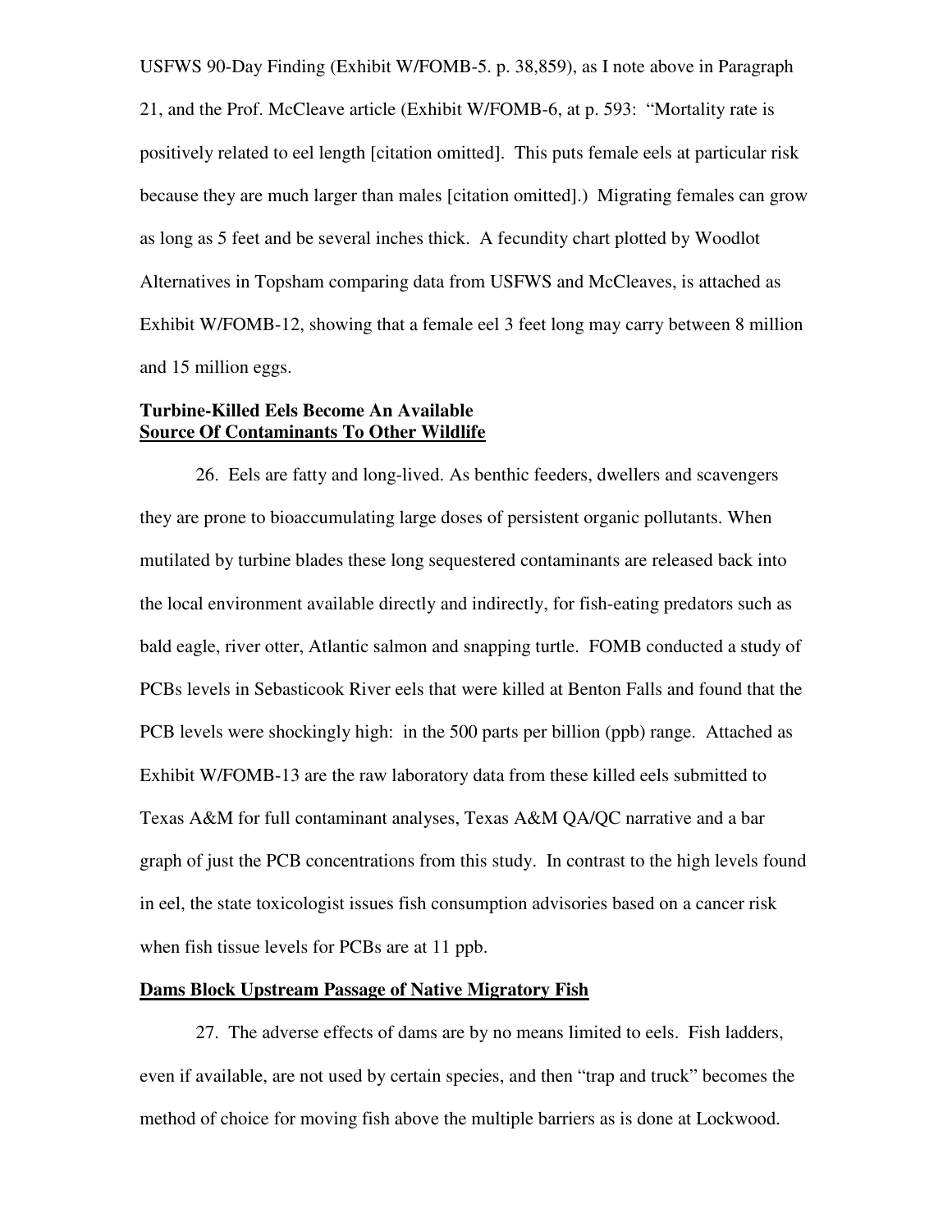USFWS 90-Day Finding (Exhibit W/FOMB-5. p. 38,859), as I note above in Paragraph 21, and the Prof. McCleave article (Exhibit W/FOMB-6, at p. 593: "Mortality rate is positively related to eel length [citation omitted]. This puts female eels at particular risk because they are much larger than males [citation omitted].) Migrating females can grow as long as 5 feet and be several inches thick. A fecundity chart plotted by Woodlot Alternatives in Topsham comparing data from USFWS and McCleaves, is attached as Exhibit W/FOMB-12, showing that a female eel 3 feet long may carry between 8 million and 15 million eggs.

**Turbine-Killed Eels Become An Available**
**<u>Source Of Contaminants To Other Wildlife</u>**

26. Eels are fatty and long-lived. As benthic feeders, dwellers and scavengers they are prone to bioaccumulating large doses of persistent organic pollutants. When mutilated by turbine blades these long sequestered contaminants are released back into the local environment available directly and indirectly, for fish-eating predators such as bald eagle, river otter, Atlantic salmon and snapping turtle. FOMB conducted a study of PCBs levels in Sebasticook River eels that were killed at Benton Falls and found that the PCB levels were shockingly high: in the 500 parts per billion (ppb) range. Attached as Exhibit W/FOMB-13 are the raw laboratory data from these killed eels submitted to Texas A&M for full contaminant analyses, Texas A&M QA/QC narrative and a bar graph of just the PCB concentrations from this study. In contrast to the high levels found in eel, the state toxicologist issues fish consumption advisories based on a cancer risk when fish tissue levels for PCBs are at 11 ppb.

**<u>Dams Block Upstream Passage of Native Migratory Fish</u>**

27. The adverse effects of dams are by no means limited to eels. Fish ladders, even if available, are not used by certain species, and then "trap and truck" becomes the method of choice for moving fish above the multiple barriers as is done at Lockwood.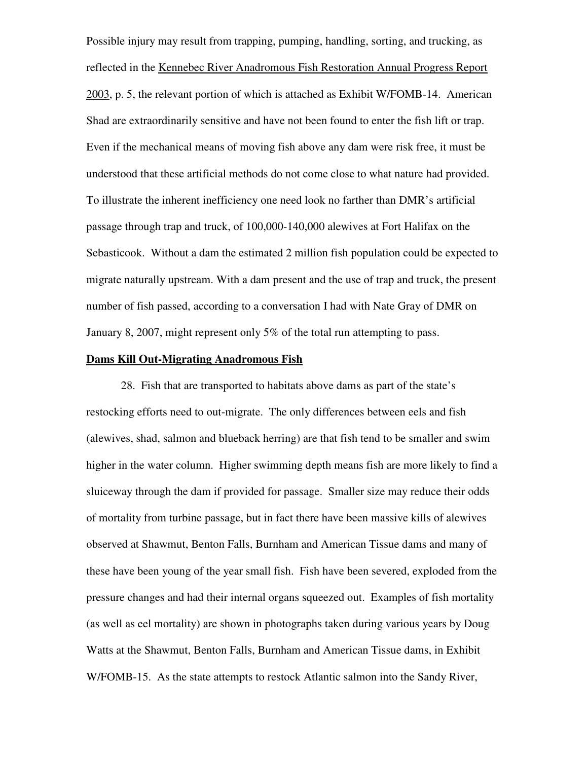Possible injury may result from trapping, pumping, handling, sorting, and trucking, as reflected in the Kennebec River Anadromous Fish Restoration Annual Progress Report 2003, p. 5, the relevant portion of which is attached as Exhibit W/FOMB-14. American Shad are extraordinarily sensitive and have not been found to enter the fish lift or trap. Even if the mechanical means of moving fish above any dam were risk free, it must be understood that these artificial methods do not come close to what nature had provided. To illustrate the inherent inefficiency one need look no farther than DMR's artificial passage through trap and truck, of 100,000-140,000 alewives at Fort Halifax on the Sebasticook. Without a dam the estimated 2 million fish population could be expected to migrate naturally upstream. With a dam present and the use of trap and truck, the present number of fish passed, according to a conversation I had with Nate Gray of DMR on January 8, 2007, might represent only 5% of the total run attempting to pass.

**Dams Kill Out-Migrating Anadromous Fish**

28. Fish that are transported to habitats above dams as part of the state's restocking efforts need to out-migrate. The only differences between eels and fish (alewives, shad, salmon and blueback herring) are that fish tend to be smaller and swim higher in the water column. Higher swimming depth means fish are more likely to find a sluiceway through the dam if provided for passage. Smaller size may reduce their odds of mortality from turbine passage, but in fact there have been massive kills of alewives observed at Shawmut, Benton Falls, Burnham and American Tissue dams and many of these have been young of the year small fish. Fish have been severed, exploded from the pressure changes and had their internal organs squeezed out. Examples of fish mortality (as well as eel mortality) are shown in photographs taken during various years by Doug Watts at the Shawmut, Benton Falls, Burnham and American Tissue dams, in Exhibit W/FOMB-15. As the state attempts to restock Atlantic salmon into the Sandy River,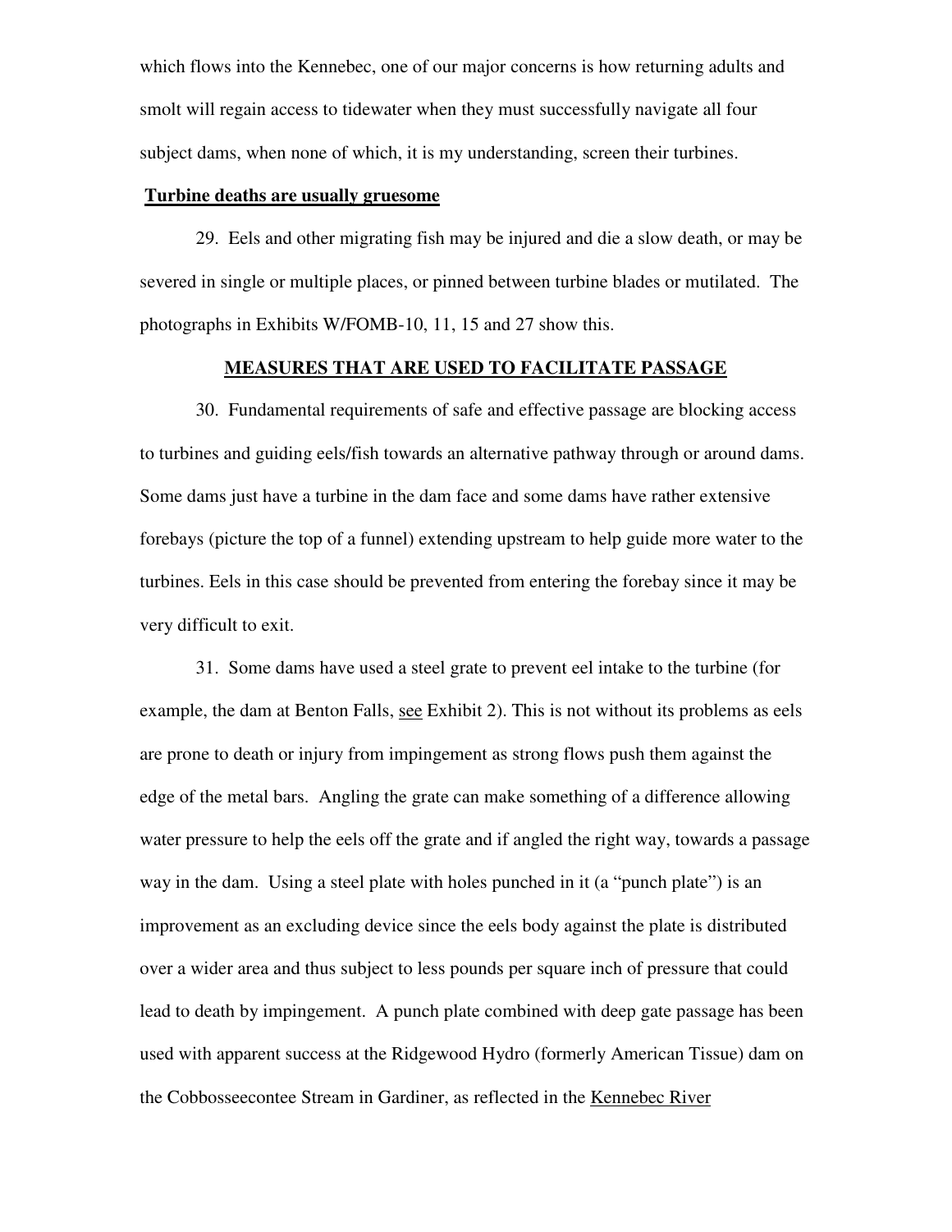which flows into the Kennebec, one of our major concerns is how returning adults and smolt will regain access to tidewater when they must successfully navigate all four subject dams, when none of which, it is my understanding, screen their turbines.

**Turbine deaths are usually gruesome**

29. Eels and other migrating fish may be injured and die a slow death, or may be severed in single or multiple places, or pinned between turbine blades or mutilated. The photographs in Exhibits W/FOMB-10, 11, 15 and 27 show this.

## MEASURES THAT ARE USED TO FACILITATE PASSAGE

30. Fundamental requirements of safe and effective passage are blocking access to turbines and guiding eels/fish towards an alternative pathway through or around dams. Some dams just have a turbine in the dam face and some dams have rather extensive forebays (picture the top of a funnel) extending upstream to help guide more water to the turbines. Eels in this case should be prevented from entering the forebay since it may be very difficult to exit.

31. Some dams have used a steel grate to prevent eel intake to the turbine (for example, the dam at Benton Falls, see Exhibit 2). This is not without its problems as eels are prone to death or injury from impingement as strong flows push them against the edge of the metal bars. Angling the grate can make something of a difference allowing water pressure to help the eels off the grate and if angled the right way, towards a passage way in the dam. Using a steel plate with holes punched in it (a "punch plate") is an improvement as an excluding device since the eels body against the plate is distributed over a wider area and thus subject to less pounds per square inch of pressure that could lead to death by impingement. A punch plate combined with deep gate passage has been used with apparent success at the Ridgewood Hydro (formerly American Tissue) dam on the Cobbosseecontee Stream in Gardiner, as reflected in the Kennebec River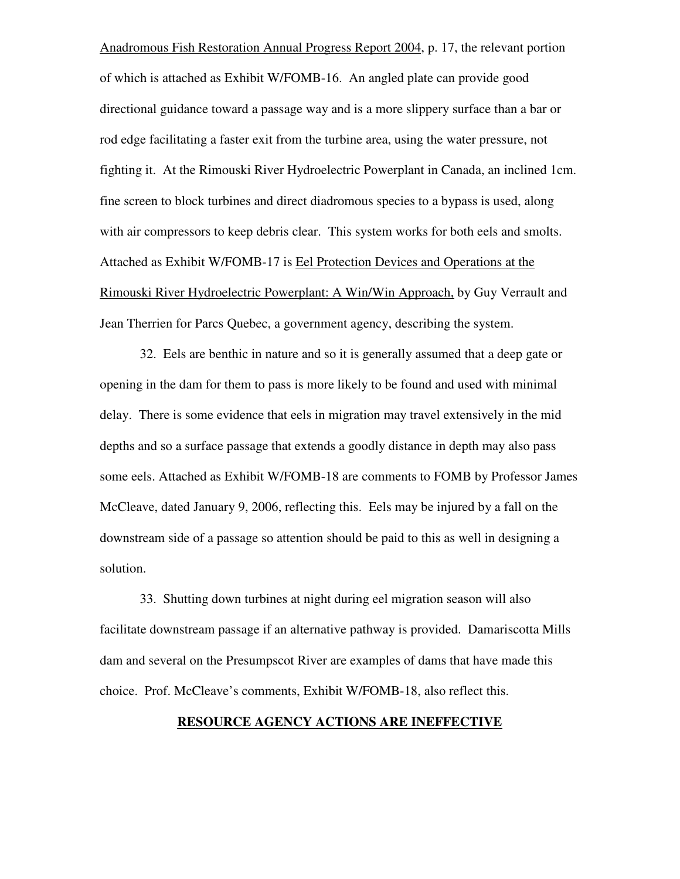Anadromous Fish Restoration Annual Progress Report 2004, p. 17, the relevant portion of which is attached as Exhibit W/FOMB-16. An angled plate can provide good directional guidance toward a passage way and is a more slippery surface than a bar or rod edge facilitating a faster exit from the turbine area, using the water pressure, not fighting it. At the Rimouski River Hydroelectric Powerplant in Canada, an inclined 1cm. fine screen to block turbines and direct diadromous species to a bypass is used, along with air compressors to keep debris clear. This system works for both eels and smolts. Attached as Exhibit W/FOMB-17 is Eel Protection Devices and Operations at the Rimouski River Hydroelectric Powerplant: A Win/Win Approach, by Guy Verrault and Jean Therrien for Parcs Quebec, a government agency, describing the system.

32. Eels are benthic in nature and so it is generally assumed that a deep gate or opening in the dam for them to pass is more likely to be found and used with minimal delay. There is some evidence that eels in migration may travel extensively in the mid depths and so a surface passage that extends a goodly distance in depth may also pass some eels. Attached as Exhibit W/FOMB-18 are comments to FOMB by Professor James McCleave, dated January 9, 2006, reflecting this. Eels may be injured by a fall on the downstream side of a passage so attention should be paid to this as well in designing a solution.

33. Shutting down turbines at night during eel migration season will also facilitate downstream passage if an alternative pathway is provided. Damariscotta Mills dam and several on the Presumpscot River are examples of dams that have made this choice. Prof. McCleave's comments, Exhibit W/FOMB-18, also reflect this.

## RESOURCE AGENCY ACTIONS ARE INEFFECTIVE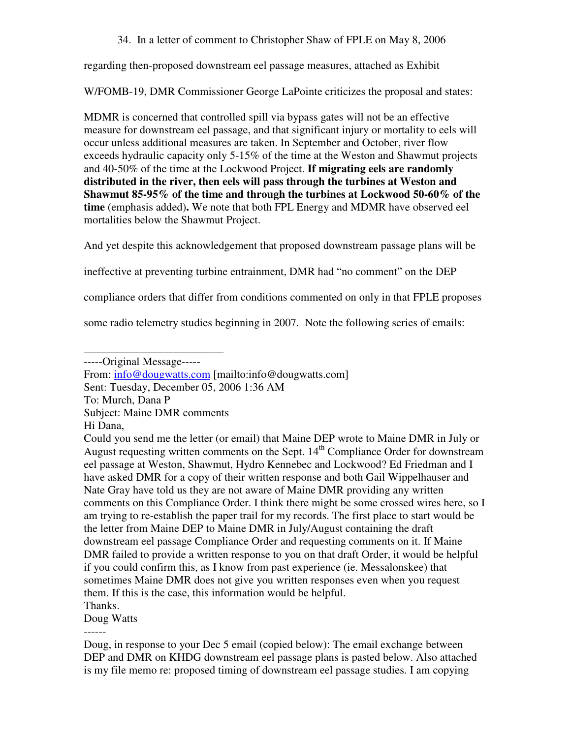34. In a letter of comment to Christopher Shaw of FPLE on May 8, 2006 regarding then-proposed downstream eel passage measures, attached as Exhibit W/FOMB-19, DMR Commissioner George LaPointe criticizes the proposal and states:

MDMR is concerned that controlled spill via bypass gates will not be an effective measure for downstream eel passage, and that significant injury or mortality to eels will occur unless additional measures are taken. In September and October, river flow exceeds hydraulic capacity only 5-15% of the time at the Weston and Shawmut projects and 40-50% of the time at the Lockwood Project. **If migrating eels are randomly distributed in the river, then eels will pass through the turbines at Weston and Shawmut 85-95% of the time and through the turbines at Lockwood 50-60% of the time** (emphasis added)**.** We note that both FPL Energy and MDMR have observed eel mortalities below the Shawmut Project.

And yet despite this acknowledgement that proposed downstream passage plans will be ineffective at preventing turbine entrainment, DMR had "no comment" on the DEP compliance orders that differ from conditions commented on only in that FPLE proposes some radio telemetry studies beginning in 2007. Note the following series of emails:

---

-----Original Message-----
From: info@dougwatts.com [mailto:info@dougwatts.com]
Sent: Tuesday, December 05, 2006 1:36 AM
To: Murch, Dana P
Subject: Maine DMR comments
Hi Dana,
Could you send me the letter (or email) that Maine DEP wrote to Maine DMR in July or August requesting written comments on the Sept. 14th Compliance Order for downstream eel passage at Weston, Shawmut, Hydro Kennebec and Lockwood? Ed Friedman and I have asked DMR for a copy of their written response and both Gail Wippelhauser and Nate Gray have told us they are not aware of Maine DMR providing any written comments on this Compliance Order. I think there might be some crossed wires here, so I am trying to re-establish the paper trail for my records. The first place to start would be the letter from Maine DEP to Maine DMR in July/August containing the draft downstream eel passage Compliance Order and requesting comments on it. If Maine DMR failed to provide a written response to you on that draft Order, it would be helpful if you could confirm this, as I know from past experience (ie. Messalonskee) that sometimes Maine DMR does not give you written responses even when you request them. If this is the case, this information would be helpful.
Thanks.
Doug Watts
------
Doug, in response to your Dec 5 email (copied below): The email exchange between DEP and DMR on KHDG downstream eel passage plans is pasted below. Also attached is my file memo re: proposed timing of downstream eel passage studies. I am copying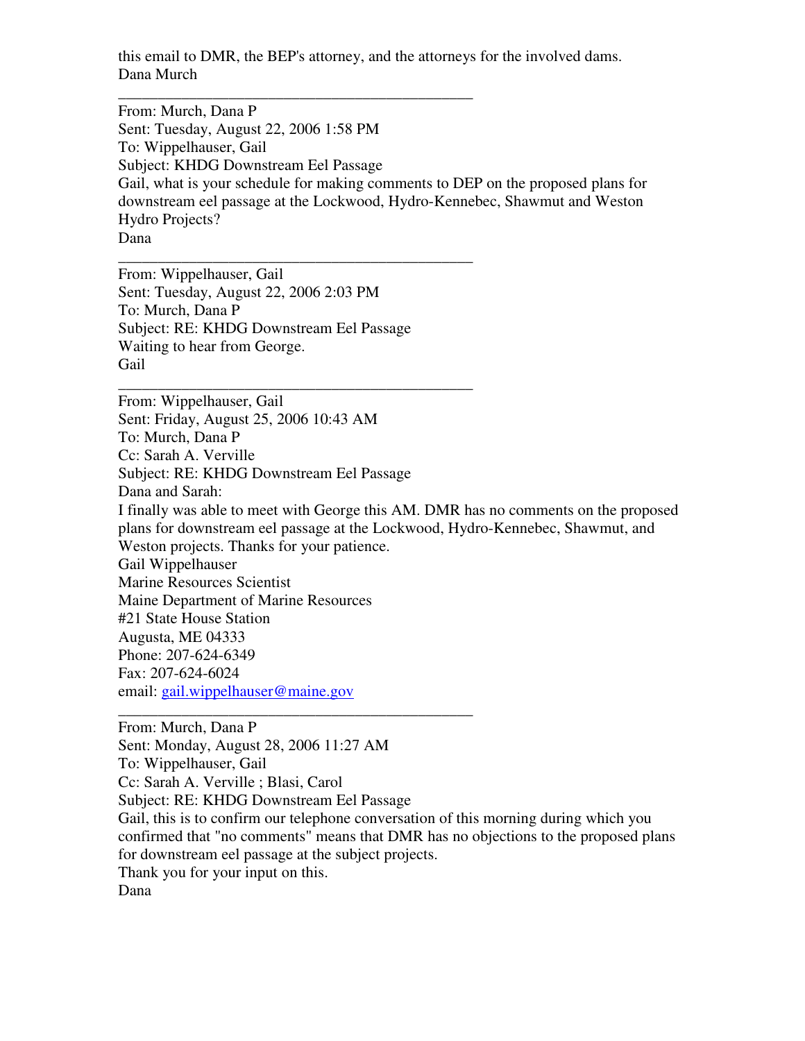this email to DMR, the BEP's attorney, and the attorneys for the involved dams.
Dana Murch

---

From: Murch, Dana P
Sent: Tuesday, August 22, 2006 1:58 PM
To: Wippelhauser, Gail
Subject: KHDG Downstream Eel Passage
Gail, what is your schedule for making comments to DEP on the proposed plans for downstream eel passage at the Lockwood, Hydro-Kennebec, Shawmut and Weston Hydro Projects?
Dana

---

From: Wippelhauser, Gail
Sent: Tuesday, August 22, 2006 2:03 PM
To: Murch, Dana P
Subject: RE: KHDG Downstream Eel Passage
Waiting to hear from George.
Gail

---

From: Wippelhauser, Gail
Sent: Friday, August 25, 2006 10:43 AM
To: Murch, Dana P
Cc: Sarah A. Verville
Subject: RE: KHDG Downstream Eel Passage
Dana and Sarah:
I finally was able to meet with George this AM. DMR has no comments on the proposed plans for downstream eel passage at the Lockwood, Hydro-Kennebec, Shawmut, and Weston projects. Thanks for your patience.
Gail Wippelhauser
Marine Resources Scientist
Maine Department of Marine Resources
#21 State House Station
Augusta, ME 04333
Phone: 207-624-6349
Fax: 207-624-6024
email: gail.wippelhauser@maine.gov

---

From: Murch, Dana P
Sent: Monday, August 28, 2006 11:27 AM
To: Wippelhauser, Gail
Cc: Sarah A. Verville ; Blasi, Carol
Subject: RE: KHDG Downstream Eel Passage
Gail, this is to confirm our telephone conversation of this morning during which you confirmed that "no comments" means that DMR has no objections to the proposed plans for downstream eel passage at the subject projects.
Thank you for your input on this.
Dana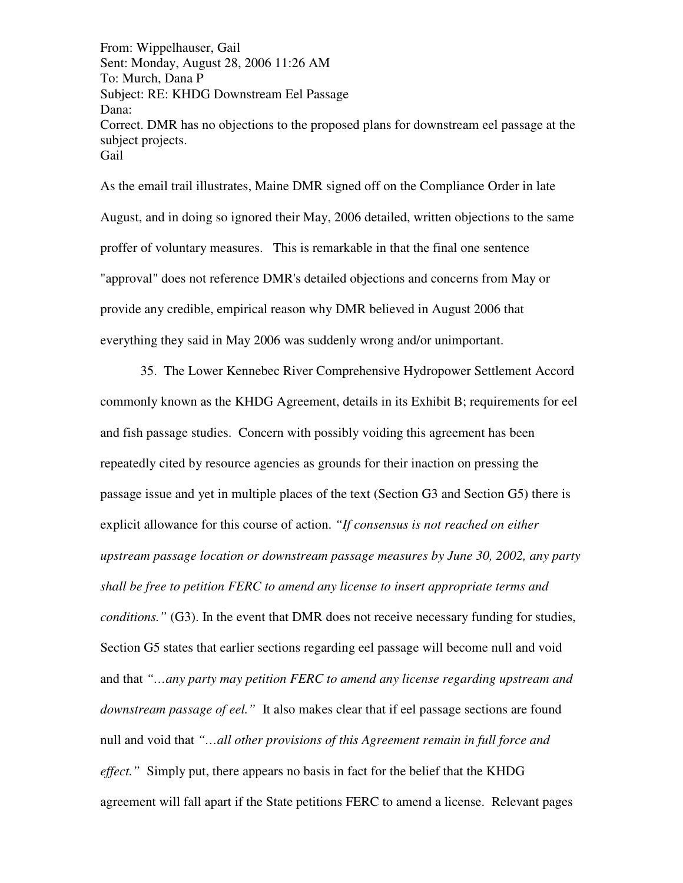From: Wippelhauser, Gail
Sent: Monday, August 28, 2006 11:26 AM
To: Murch, Dana P
Subject: RE: KHDG Downstream Eel Passage
Dana:
Correct. DMR has no objections to the proposed plans for downstream eel passage at the subject projects.
Gail

As the email trail illustrates, Maine DMR signed off on the Compliance Order in late August, and in doing so ignored their May, 2006 detailed, written objections to the same proffer of voluntary measures. This is remarkable in that the final one sentence "approval" does not reference DMR's detailed objections and concerns from May or provide any credible, empirical reason why DMR believed in August 2006 that everything they said in May 2006 was suddenly wrong and/or unimportant.

35. The Lower Kennebec River Comprehensive Hydropower Settlement Accord commonly known as the KHDG Agreement, details in its Exhibit B; requirements for eel and fish passage studies. Concern with possibly voiding this agreement has been repeatedly cited by resource agencies as grounds for their inaction on pressing the passage issue and yet in multiple places of the text (Section G3 and Section G5) there is explicit allowance for this course of action. *"If consensus is not reached on either upstream passage location or downstream passage measures by June 30, 2002, any party shall be free to petition FERC to amend any license to insert appropriate terms and conditions."* (G3). In the event that DMR does not receive necessary funding for studies, Section G5 states that earlier sections regarding eel passage will become null and void and that *"…any party may petition FERC to amend any license regarding upstream and downstream passage of eel."* It also makes clear that if eel passage sections are found null and void that *"…all other provisions of this Agreement remain in full force and effect."* Simply put, there appears no basis in fact for the belief that the KHDG agreement will fall apart if the State petitions FERC to amend a license. Relevant pages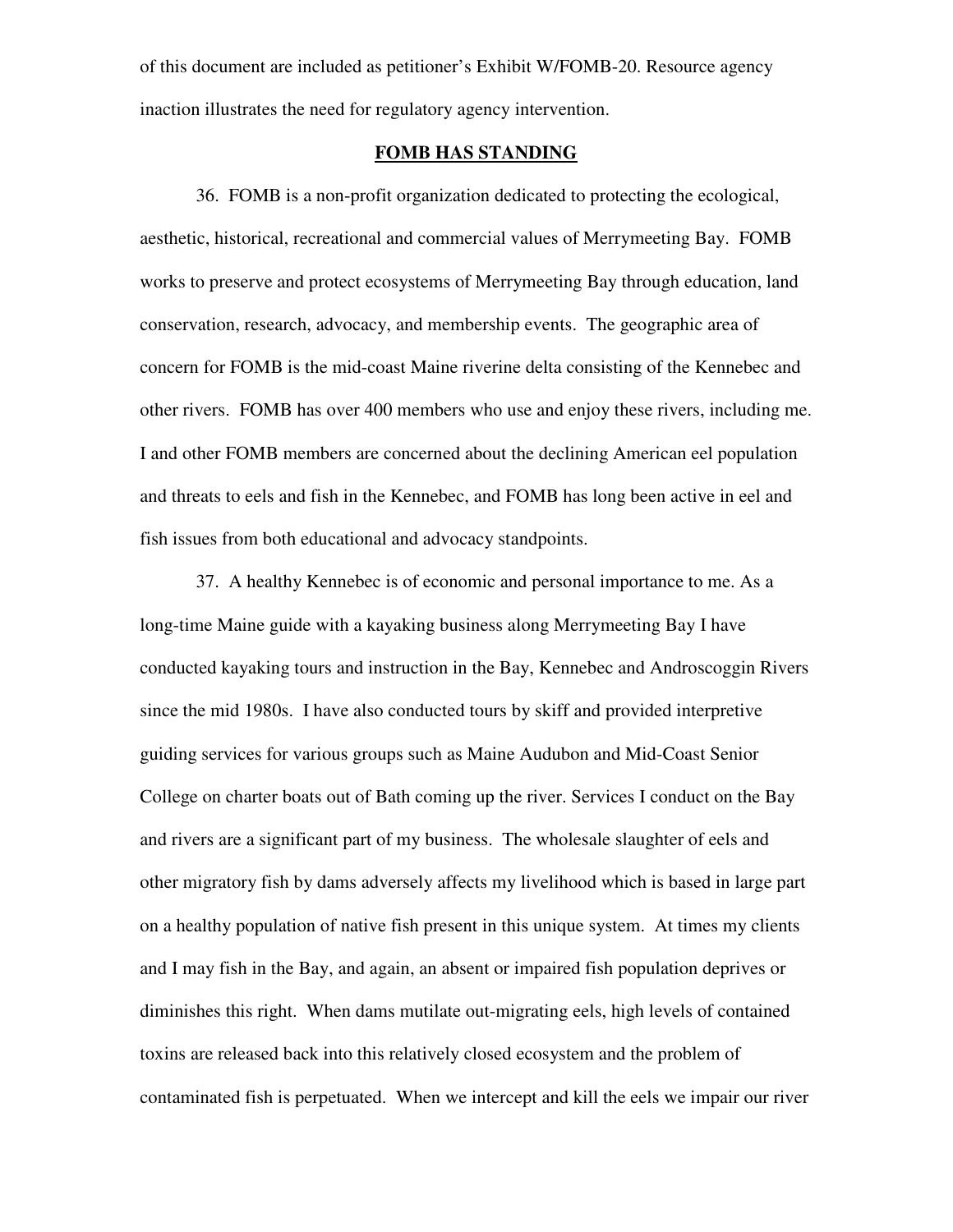of this document are included as petitioner's Exhibit W/FOMB-20. Resource agency inaction illustrates the need for regulatory agency intervention.

## FOMB HAS STANDING

36. FOMB is a non-profit organization dedicated to protecting the ecological, aesthetic, historical, recreational and commercial values of Merrymeeting Bay. FOMB works to preserve and protect ecosystems of Merrymeeting Bay through education, land conservation, research, advocacy, and membership events. The geographic area of concern for FOMB is the mid-coast Maine riverine delta consisting of the Kennebec and other rivers. FOMB has over 400 members who use and enjoy these rivers, including me. I and other FOMB members are concerned about the declining American eel population and threats to eels and fish in the Kennebec, and FOMB has long been active in eel and fish issues from both educational and advocacy standpoints.

37. A healthy Kennebec is of economic and personal importance to me. As a long-time Maine guide with a kayaking business along Merrymeeting Bay I have conducted kayaking tours and instruction in the Bay, Kennebec and Androscoggin Rivers since the mid 1980s. I have also conducted tours by skiff and provided interpretive guiding services for various groups such as Maine Audubon and Mid-Coast Senior College on charter boats out of Bath coming up the river. Services I conduct on the Bay and rivers are a significant part of my business. The wholesale slaughter of eels and other migratory fish by dams adversely affects my livelihood which is based in large part on a healthy population of native fish present in this unique system. At times my clients and I may fish in the Bay, and again, an absent or impaired fish population deprives or diminishes this right. When dams mutilate out-migrating eels, high levels of contained toxins are released back into this relatively closed ecosystem and the problem of contaminated fish is perpetuated. When we intercept and kill the eels we impair our river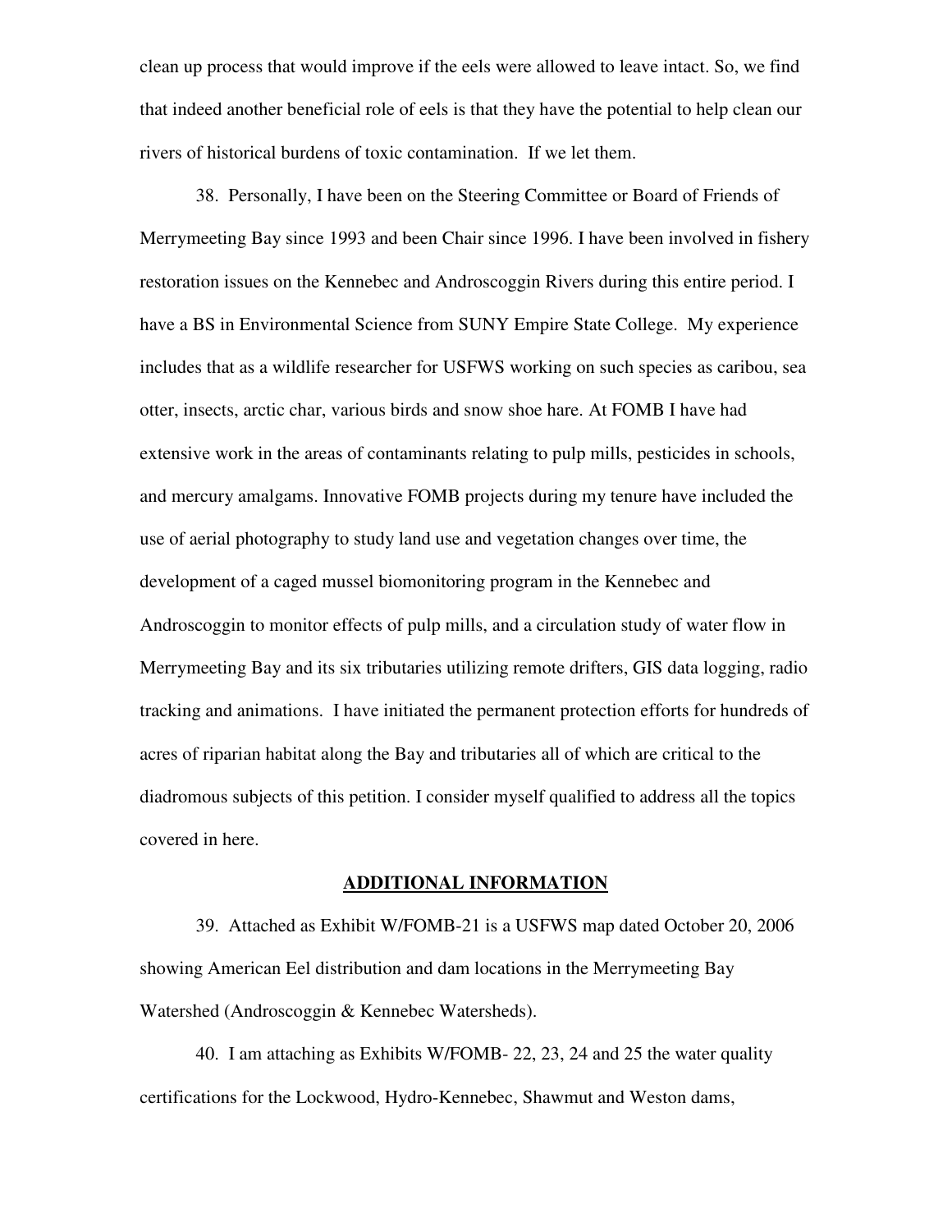clean up process that would improve if the eels were allowed to leave intact. So, we find that indeed another beneficial role of eels is that they have the potential to help clean our rivers of historical burdens of toxic contamination. If we let them.

38. Personally, I have been on the Steering Committee or Board of Friends of Merrymeeting Bay since 1993 and been Chair since 1996. I have been involved in fishery restoration issues on the Kennebec and Androscoggin Rivers during this entire period. I have a BS in Environmental Science from SUNY Empire State College. My experience includes that as a wildlife researcher for USFWS working on such species as caribou, sea otter, insects, arctic char, various birds and snow shoe hare. At FOMB I have had extensive work in the areas of contaminants relating to pulp mills, pesticides in schools, and mercury amalgams. Innovative FOMB projects during my tenure have included the use of aerial photography to study land use and vegetation changes over time, the development of a caged mussel biomonitoring program in the Kennebec and Androscoggin to monitor effects of pulp mills, and a circulation study of water flow in Merrymeeting Bay and its six tributaries utilizing remote drifters, GIS data logging, radio tracking and animations. I have initiated the permanent protection efforts for hundreds of acres of riparian habitat along the Bay and tributaries all of which are critical to the diadromous subjects of this petition. I consider myself qualified to address all the topics covered in here.

## ADDITIONAL INFORMATION

39. Attached as Exhibit W/FOMB-21 is a USFWS map dated October 20, 2006 showing American Eel distribution and dam locations in the Merrymeeting Bay Watershed (Androscoggin & Kennebec Watersheds).

40. I am attaching as Exhibits W/FOMB- 22, 23, 24 and 25 the water quality certifications for the Lockwood, Hydro-Kennebec, Shawmut and Weston dams,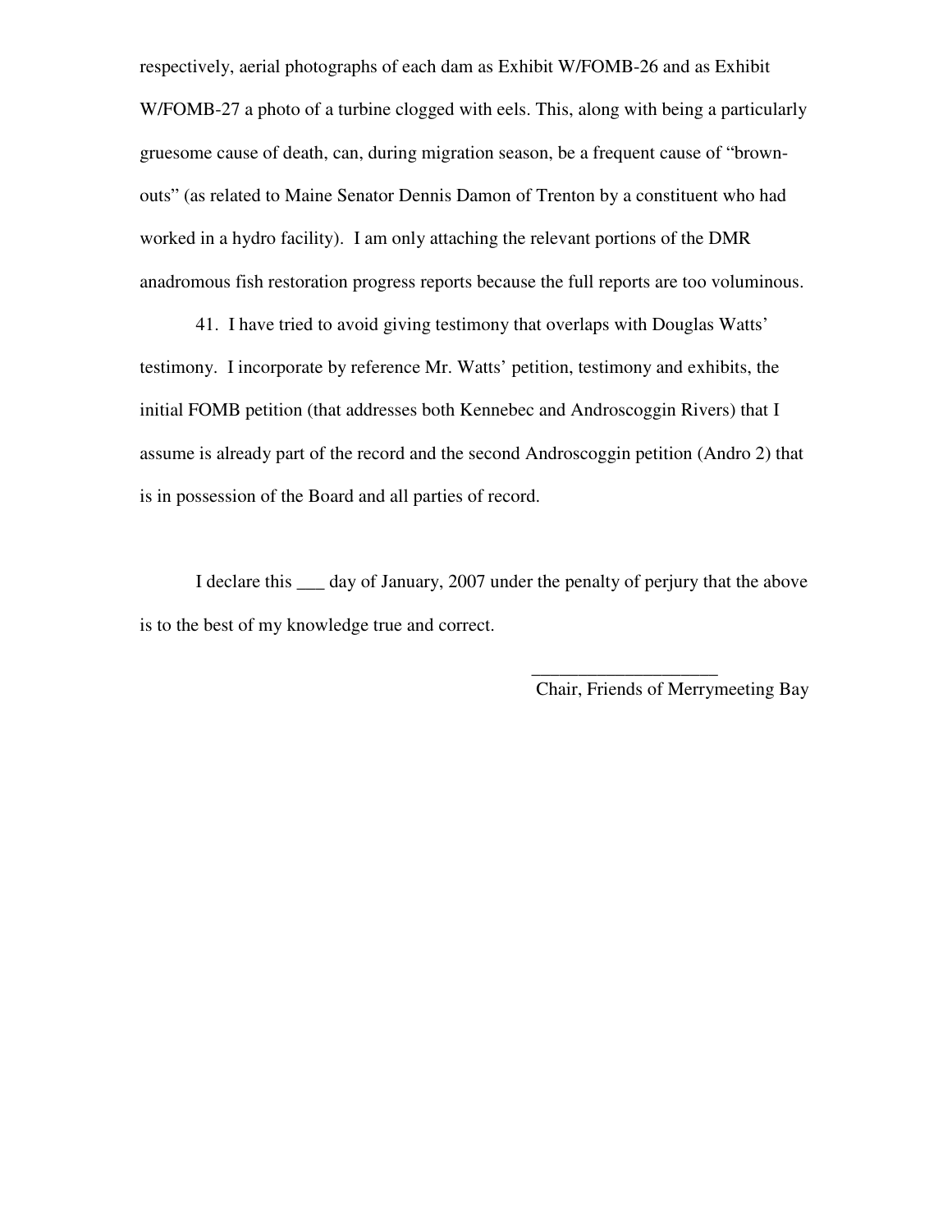respectively, aerial photographs of each dam as Exhibit W/FOMB-26 and as Exhibit W/FOMB-27 a photo of a turbine clogged with eels. This, along with being a particularly gruesome cause of death, can, during migration season, be a frequent cause of "brown-outs" (as related to Maine Senator Dennis Damon of Trenton by a constituent who had worked in a hydro facility). I am only attaching the relevant portions of the DMR anadromous fish restoration progress reports because the full reports are too voluminous.

41. I have tried to avoid giving testimony that overlaps with Douglas Watts' testimony. I incorporate by reference Mr. Watts' petition, testimony and exhibits, the initial FOMB petition (that addresses both Kennebec and Androscoggin Rivers) that I assume is already part of the record and the second Androscoggin petition (Andro 2) that is in possession of the Board and all parties of record.

I declare this ___ day of January, 2007 under the penalty of perjury that the above is to the best of my knowledge true and correct.

____________________
Chair, Friends of Merrymeeting Bay